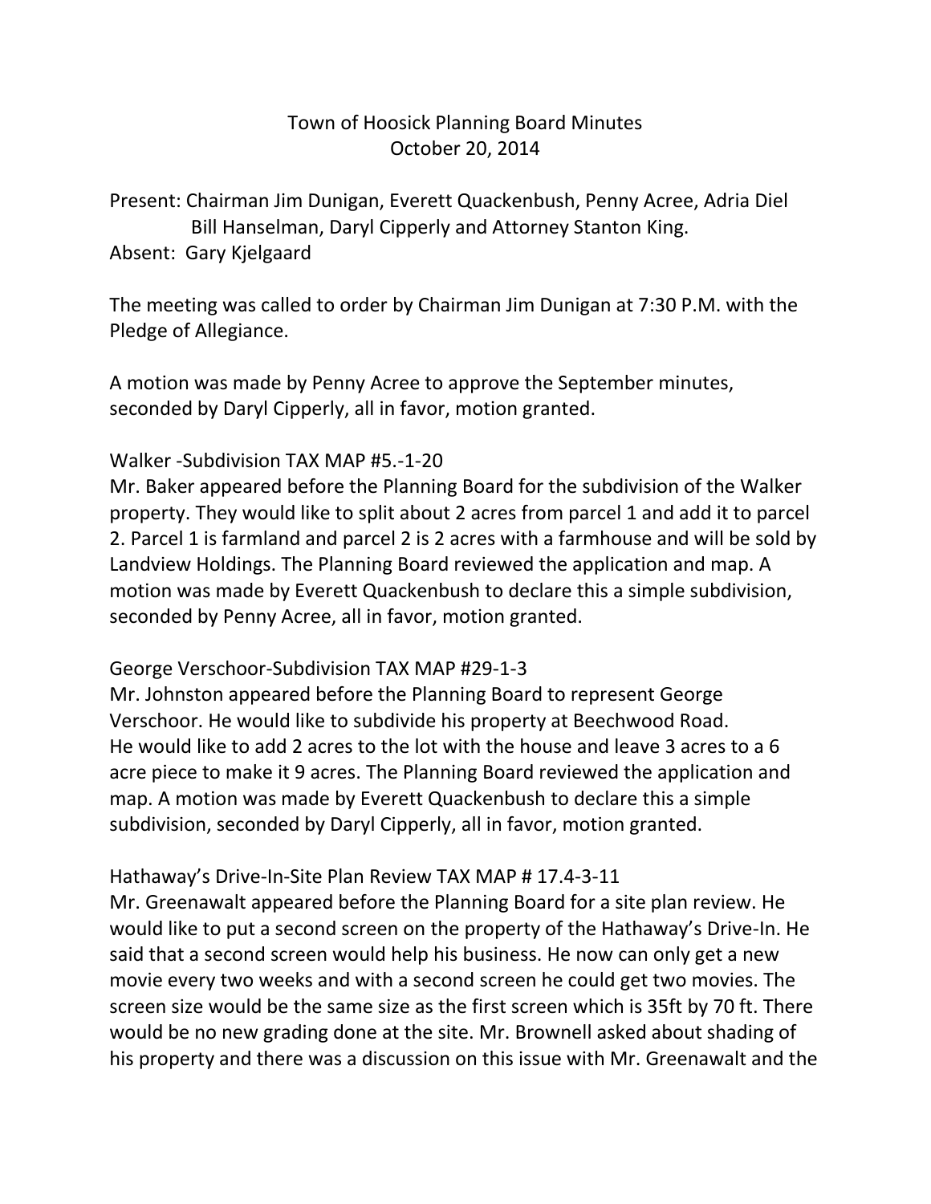# Town of Hoosick Planning Board Minutes
## October 20, 2014

Present: Chairman Jim Dunigan, Everett Quackenbush, Penny Acree, Adria Diel Bill Hanselman, Daryl Cipperly and Attorney Stanton King.
Absent: Gary Kjelgaard

The meeting was called to order by Chairman Jim Dunigan at 7:30 P.M. with the Pledge of Allegiance.

A motion was made by Penny Acree to approve the September minutes, seconded by Daryl Cipperly, all in favor, motion granted.

Walker -Subdivision TAX MAP #5.-1-20
Mr. Baker appeared before the Planning Board for the subdivision of the Walker property. They would like to split about 2 acres from parcel 1 and add it to parcel 2. Parcel 1 is farmland and parcel 2 is 2 acres with a farmhouse and will be sold by Landview Holdings. The Planning Board reviewed the application and map. A motion was made by Everett Quackenbush to declare this a simple subdivision, seconded by Penny Acree, all in favor, motion granted.

George Verschoor-Subdivision TAX MAP #29-1-3
Mr. Johnston appeared before the Planning Board to represent George Verschoor. He would like to subdivide his property at Beechwood Road. He would like to add 2 acres to the lot with the house and leave 3 acres to a 6 acre piece to make it 9 acres. The Planning Board reviewed the application and map. A motion was made by Everett Quackenbush to declare this a simple subdivision, seconded by Daryl Cipperly, all in favor, motion granted.

Hathaway's Drive-In-Site Plan Review TAX MAP # 17.4-3-11
Mr. Greenawalt appeared before the Planning Board for a site plan review. He would like to put a second screen on the property of the Hathaway's Drive-In. He said that a second screen would help his business. He now can only get a new movie every two weeks and with a second screen he could get two movies. The screen size would be the same size as the first screen which is 35ft by 70 ft. There would be no new grading done at the site. Mr. Brownell asked about shading of his property and there was a discussion on this issue with Mr. Greenawalt and the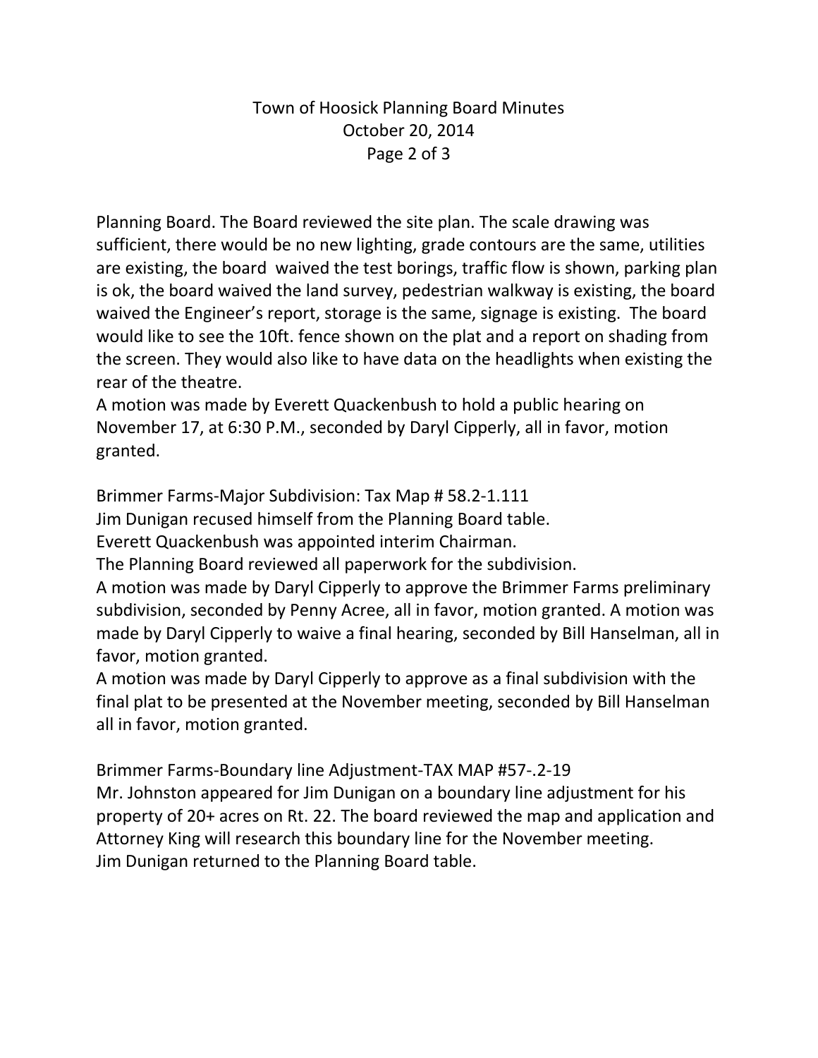Planning Board. The Board reviewed the site plan. The scale drawing was sufficient, there would be no new lighting, grade contours are the same, utilities are existing, the board  waived the test borings, traffic flow is shown, parking plan is ok, the board waived the land survey, pedestrian walkway is existing, the board waived the Engineer's report, storage is the same, signage is existing.  The board would like to see the 10ft. fence shown on the plat and a report on shading from the screen. They would also like to have data on the headlights when existing the rear of the theatre.

A motion was made by Everett Quackenbush to hold a public hearing on November 17, at 6:30 P.M., seconded by Daryl Cipperly, all in favor, motion granted.

Brimmer Farms-Major Subdivision: Tax Map # 58.2-1.111

Jim Dunigan recused himself from the Planning Board table.

Everett Quackenbush was appointed interim Chairman.

The Planning Board reviewed all paperwork for the subdivision.

A motion was made by Daryl Cipperly to approve the Brimmer Farms preliminary subdivision, seconded by Penny Acree, all in favor, motion granted. A motion was made by Daryl Cipperly to waive a final hearing, seconded by Bill Hanselman, all in favor, motion granted.

A motion was made by Daryl Cipperly to approve as a final subdivision with the final plat to be presented at the November meeting, seconded by Bill Hanselman all in favor, motion granted.

Brimmer Farms-Boundary line Adjustment-TAX MAP #57-.2-19

Mr. Johnston appeared for Jim Dunigan on a boundary line adjustment for his property of 20+ acres on Rt. 22. The board reviewed the map and application and Attorney King will research this boundary line for the November meeting.

Jim Dunigan returned to the Planning Board table.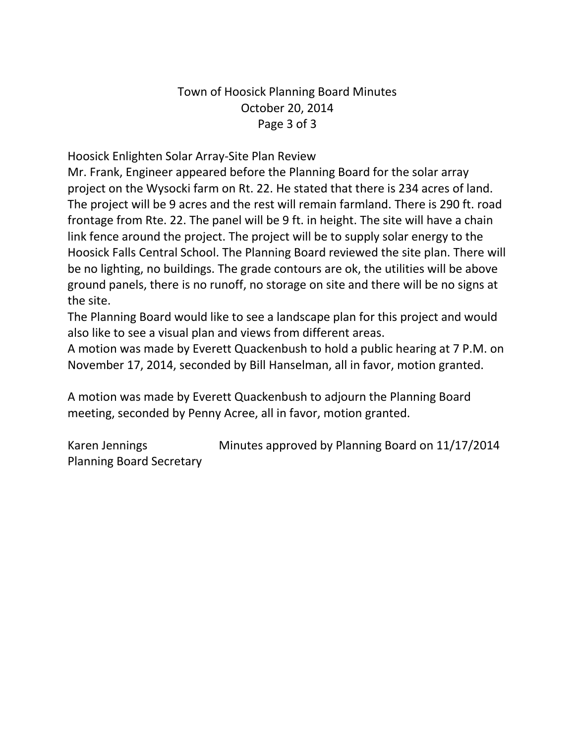Hoosick Enlighten Solar Array-Site Plan Review

Mr. Frank, Engineer appeared before the Planning Board for the solar array project on the Wysocki farm on Rt. 22. He stated that there is 234 acres of land. The project will be 9 acres and the rest will remain farmland. There is 290 ft. road frontage from Rte. 22. The panel will be 9 ft. in height. The site will have a chain link fence around the project. The project will be to supply solar energy to the Hoosick Falls Central School. The Planning Board reviewed the site plan. There will be no lighting, no buildings. The grade contours are ok, the utilities will be above ground panels, there is no runoff, no storage on site and there will be no signs at the site.

The Planning Board would like to see a landscape plan for this project and would also like to see a visual plan and views from different areas.

A motion was made by Everett Quackenbush to hold a public hearing at 7 P.M. on November 17, 2014, seconded by Bill Hanselman, all in favor, motion granted.

A motion was made by Everett Quackenbush to adjourn the Planning Board meeting, seconded by Penny Acree, all in favor, motion granted.

Karen Jennings
Planning Board Secretary

Minutes approved by Planning Board on 11/17/2014